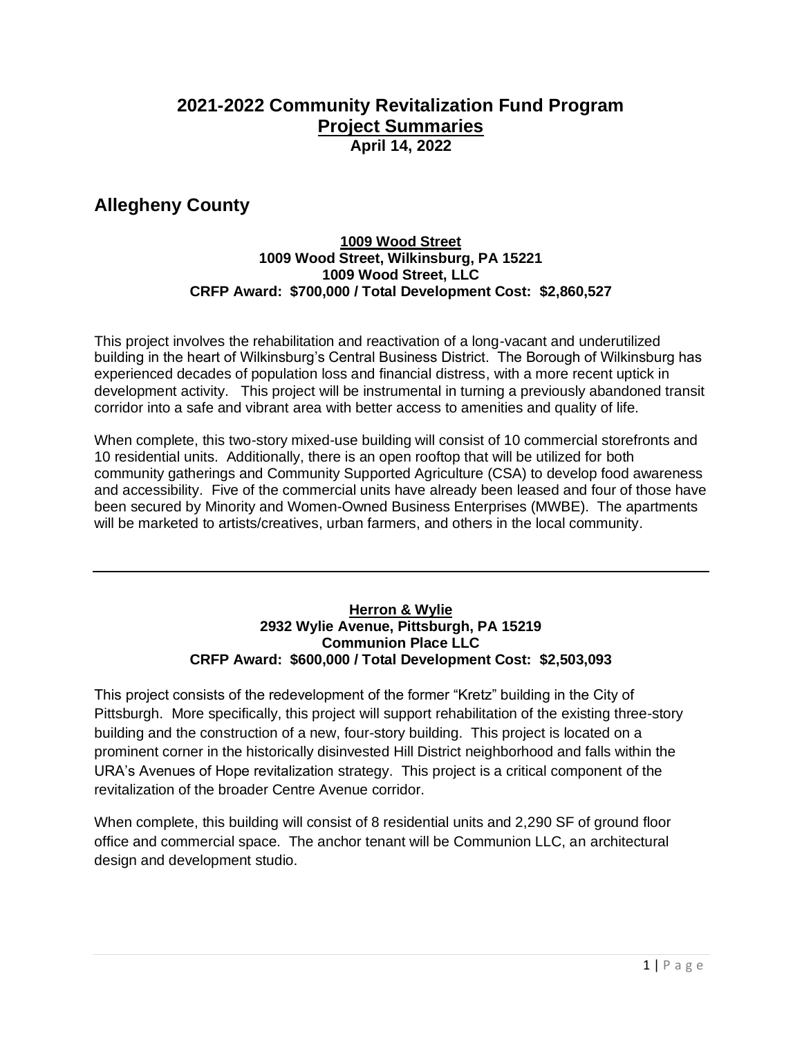# 2021-2022 Community Revitalization Fund Program
## Project Summaries
**April 14, 2022**

## Allegheny County

**1009 Wood Street**
**1009 Wood Street, Wilkinsburg, PA 15221**
**1009 Wood Street, LLC**
**CRFP Award: $700,000 / Total Development Cost: $2,860,527**

This project involves the rehabilitation and reactivation of a long-vacant and underutilized building in the heart of Wilkinsburg's Central Business District. The Borough of Wilkinsburg has experienced decades of population loss and financial distress, with a more recent uptick in development activity. This project will be instrumental in turning a previously abandoned transit corridor into a safe and vibrant area with better access to amenities and quality of life.

When complete, this two-story mixed-use building will consist of 10 commercial storefronts and 10 residential units. Additionally, there is an open rooftop that will be utilized for both community gatherings and Community Supported Agriculture (CSA) to develop food awareness and accessibility. Five of the commercial units have already been leased and four of those have been secured by Minority and Women-Owned Business Enterprises (MWBE). The apartments will be marketed to artists/creatives, urban farmers, and others in the local community.

---

**Herron & Wylie**
**2932 Wylie Avenue, Pittsburgh, PA 15219**
**Communion Place LLC**
**CRFP Award: $600,000 / Total Development Cost: $2,503,093**

This project consists of the redevelopment of the former "Kretz" building in the City of Pittsburgh. More specifically, this project will support rehabilitation of the existing three-story building and the construction of a new, four-story building. This project is located on a prominent corner in the historically disinvested Hill District neighborhood and falls within the URA's Avenues of Hope revitalization strategy. This project is a critical component of the revitalization of the broader Centre Avenue corridor.

When complete, this building will consist of 8 residential units and 2,290 SF of ground floor office and commercial space. The anchor tenant will be Communion LLC, an architectural design and development studio.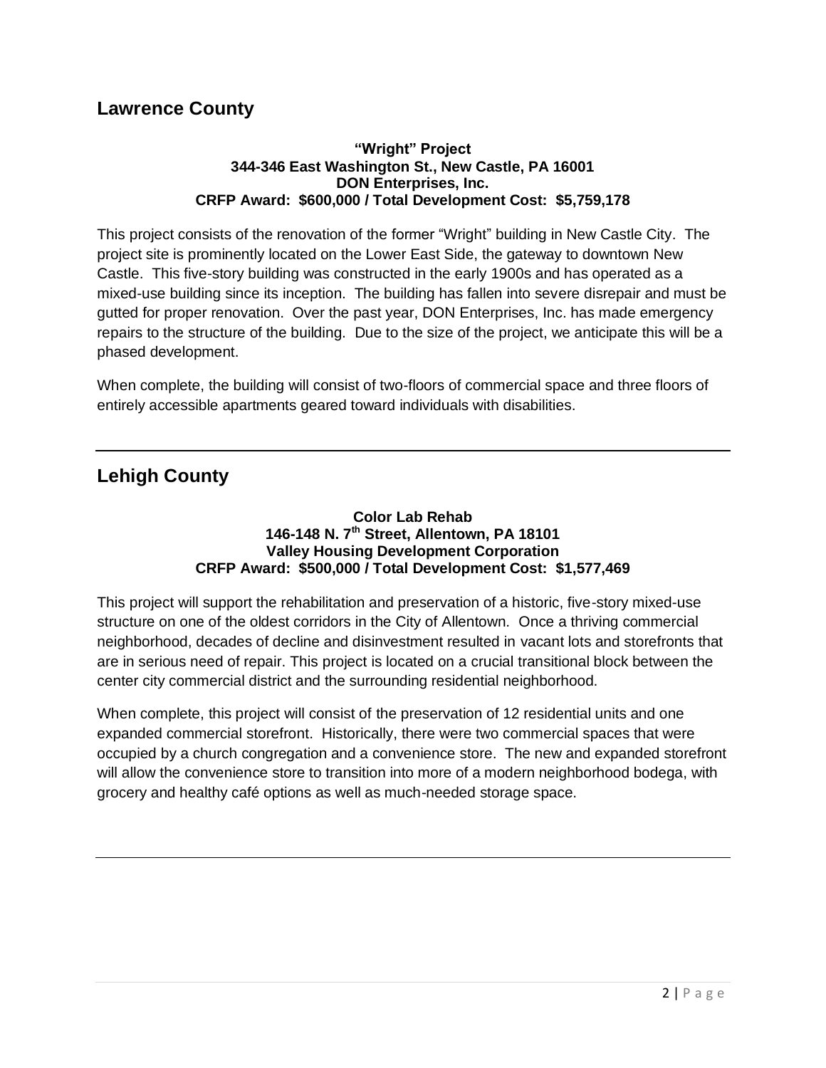## Lawrence County

**"Wright" Project**
**344-346 East Washington St., New Castle, PA 16001**
**DON Enterprises, Inc.**
**CRFP Award: $600,000 / Total Development Cost: $5,759,178**

This project consists of the renovation of the former "Wright" building in New Castle City. The project site is prominently located on the Lower East Side, the gateway to downtown New Castle. This five-story building was constructed in the early 1900s and has operated as a mixed-use building since its inception. The building has fallen into severe disrepair and must be gutted for proper renovation. Over the past year, DON Enterprises, Inc. has made emergency repairs to the structure of the building. Due to the size of the project, we anticipate this will be a phased development.

When complete, the building will consist of two-floors of commercial space and three floors of entirely accessible apartments geared toward individuals with disabilities.

---

## Lehigh County

**Color Lab Rehab**
**146-148 N. 7th Street, Allentown, PA 18101**
**Valley Housing Development Corporation**
**CRFP Award: $500,000 / Total Development Cost: $1,577,469**

This project will support the rehabilitation and preservation of a historic, five-story mixed-use structure on one of the oldest corridors in the City of Allentown. Once a thriving commercial neighborhood, decades of decline and disinvestment resulted in vacant lots and storefronts that are in serious need of repair. This project is located on a crucial transitional block between the center city commercial district and the surrounding residential neighborhood.

When complete, this project will consist of the preservation of 12 residential units and one expanded commercial storefront. Historically, there were two commercial spaces that were occupied by a church congregation and a convenience store. The new and expanded storefront will allow the convenience store to transition into more of a modern neighborhood bodega, with grocery and healthy café options as well as much-needed storage space.

---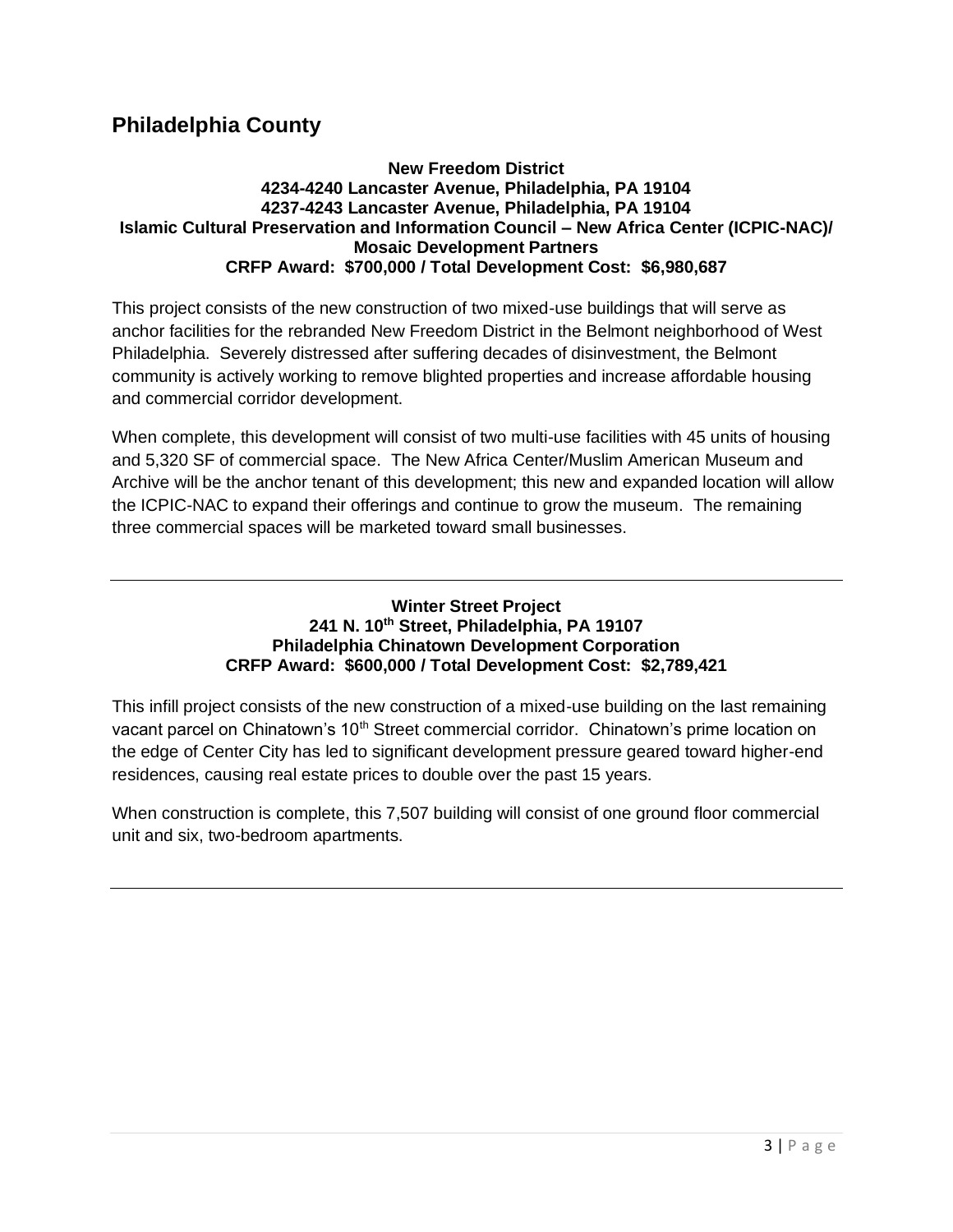## Philadelphia County

**New Freedom District**
**4234-4240 Lancaster Avenue, Philadelphia, PA 19104**
**4237-4243 Lancaster Avenue, Philadelphia, PA 19104**
**Islamic Cultural Preservation and Information Council – New Africa Center (ICPIC-NAC)/ Mosaic Development Partners**
**CRFP Award: $700,000 / Total Development Cost: $6,980,687**

This project consists of the new construction of two mixed-use buildings that will serve as anchor facilities for the rebranded New Freedom District in the Belmont neighborhood of West Philadelphia. Severely distressed after suffering decades of disinvestment, the Belmont community is actively working to remove blighted properties and increase affordable housing and commercial corridor development.

When complete, this development will consist of two multi-use facilities with 45 units of housing and 5,320 SF of commercial space. The New Africa Center/Muslim American Museum and Archive will be the anchor tenant of this development; this new and expanded location will allow the ICPIC-NAC to expand their offerings and continue to grow the museum. The remaining three commercial spaces will be marketed toward small businesses.

---

**Winter Street Project**
**241 N. 10th Street, Philadelphia, PA 19107**
**Philadelphia Chinatown Development Corporation**
**CRFP Award: $600,000 / Total Development Cost: $2,789,421**

This infill project consists of the new construction of a mixed-use building on the last remaining vacant parcel on Chinatown's 10th Street commercial corridor. Chinatown's prime location on the edge of Center City has led to significant development pressure geared toward higher-end residences, causing real estate prices to double over the past 15 years.

When construction is complete, this 7,507 building will consist of one ground floor commercial unit and six, two-bedroom apartments.

---